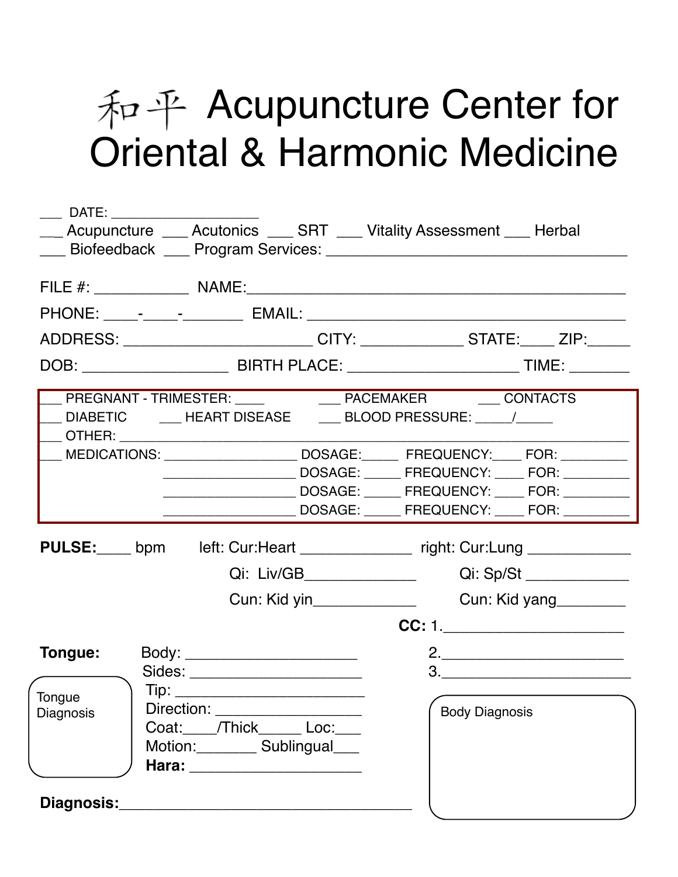# 和平 Acupuncture Center for Oriental & Harmonic Medicine

___ DATE: ___________________

___ Acupuncture ___ Acutonics ___ SRT ___ Vitality Assessment ___ Herbal

___ Biofeedback ___ Program Services: ____________________________________

FILE #: ____________ NAME:_____________________________________________

PHONE: ____-____-_______ EMAIL: _______________________________________

ADDRESS: ________________________ CITY: _____________ STATE:____ ZIP:_____

DOB: __________________ BIRTH PLACE: ______________________ TIME: _______

___ PREGNANT - TRIMESTER: ____ ___ PACEMAKER ___ CONTACTS

___ DIABETIC ___ HEART DISEASE ___ BLOOD PRESSURE: _____/_____

___ OTHER: ________________________________________________________________

___ MEDICATIONS: __________________ DOSAGE:_____ FREQUENCY:____ FOR: _________

__________________ DOSAGE: _____ FREQUENCY: ____ FOR: _________

__________________ DOSAGE: _____ FREQUENCY: ____ FOR: _________

__________________ DOSAGE: _____ FREQUENCY: ____ FOR: _________

**PULSE:**____ bpm left: Cur:Heart ______________ right: Cur:Lung _____________

Qi: Liv/GB_____________ Qi: Sp/St _____________

Cun: Kid yin_____________ Cun: Kid yang_________

**CC:** 1.______________________

2.______________________

3.______________________

**Tongue:**

Body: ____________________

Sides: ____________________

Tip: ______________________

Direction: _________________

Coat:____/Thick_____ Loc:___

Motion:_______ Sublingual___

**Hara:** ____________________

Tongue Diagnosis

Body Diagnosis

**Diagnosis:**____________________________________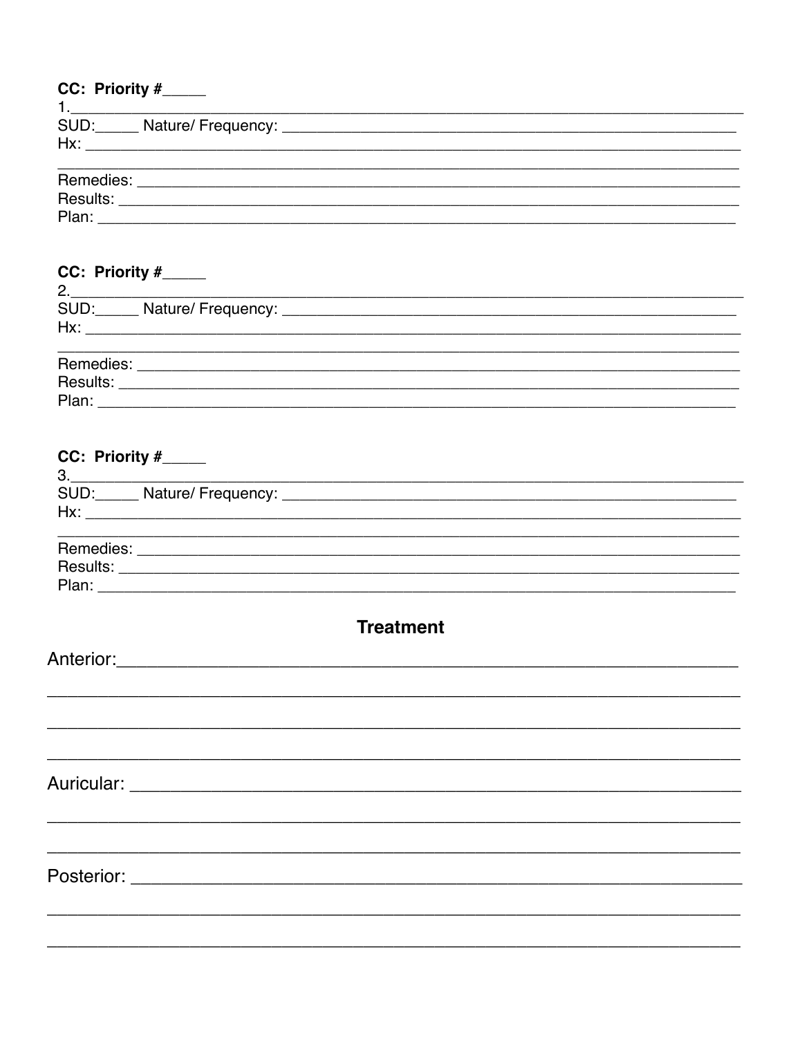**CC: Priority #_____**

1.____________________________________________________________________________

SUD:_____ Nature/ Frequency: ___________________________________________________

Hx: ____________________________________________________________________________

________________________________________________________________________________

Remedies: _______________________________________________________________________

Results: ________________________________________________________________________

Plan: ___________________________________________________________________________

**CC: Priority #_____**

2.____________________________________________________________________________

SUD:_____ Nature/ Frequency: ___________________________________________________

Hx: ____________________________________________________________________________

________________________________________________________________________________

Remedies: _______________________________________________________________________

Results: ________________________________________________________________________

Plan: ___________________________________________________________________________

**CC: Priority #_____**

3.____________________________________________________________________________

SUD:_____ Nature/ Frequency: ___________________________________________________

Hx: ____________________________________________________________________________

________________________________________________________________________________

Remedies: _______________________________________________________________________

Results: ________________________________________________________________________

Plan: ___________________________________________________________________________

## Treatment

Anterior:________________________________________________________________________

________________________________________________________________________________

________________________________________________________________________________

________________________________________________________________________________

Auricular: ______________________________________________________________________

________________________________________________________________________________

________________________________________________________________________________

Posterior: ______________________________________________________________________

________________________________________________________________________________

________________________________________________________________________________